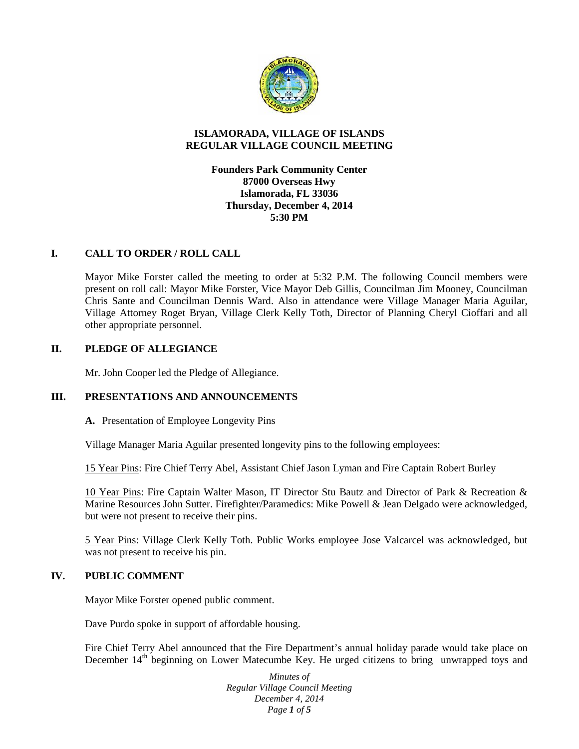# ISLAMORADA, VILLAGE OF ISLANDS
# REGULAR VILLAGE COUNCIL MEETING

**Founders Park Community Center**
**87000 Overseas Hwy**
**Islamorada, FL 33036**
**Thursday, December 4, 2014**
**5:30 PM**

## I. CALL TO ORDER / ROLL CALL

Mayor Mike Forster called the meeting to order at 5:32 P.M. The following Council members were present on roll call: Mayor Mike Forster, Vice Mayor Deb Gillis, Councilman Jim Mooney, Councilman Chris Sante and Councilman Dennis Ward. Also in attendance were Village Manager Maria Aguilar, Village Attorney Roget Bryan, Village Clerk Kelly Toth, Director of Planning Cheryl Cioffari and all other appropriate personnel.

## II. PLEDGE OF ALLEGIANCE

Mr. John Cooper led the Pledge of Allegiance.

## III. PRESENTATIONS AND ANNOUNCEMENTS

**A.** Presentation of Employee Longevity Pins

Village Manager Maria Aguilar presented longevity pins to the following employees:

15 Year Pins: Fire Chief Terry Abel, Assistant Chief Jason Lyman and Fire Captain Robert Burley

10 Year Pins: Fire Captain Walter Mason, IT Director Stu Bautz and Director of Park & Recreation & Marine Resources John Sutter. Firefighter/Paramedics: Mike Powell & Jean Delgado were acknowledged, but were not present to receive their pins.

5 Year Pins: Village Clerk Kelly Toth. Public Works employee Jose Valcarcel was acknowledged, but was not present to receive his pin.

## IV. PUBLIC COMMENT

Mayor Mike Forster opened public comment.

Dave Purdo spoke in support of affordable housing.

Fire Chief Terry Abel announced that the Fire Department's annual holiday parade would take place on December 14th beginning on Lower Matecumbe Key. He urged citizens to bring unwrapped toys and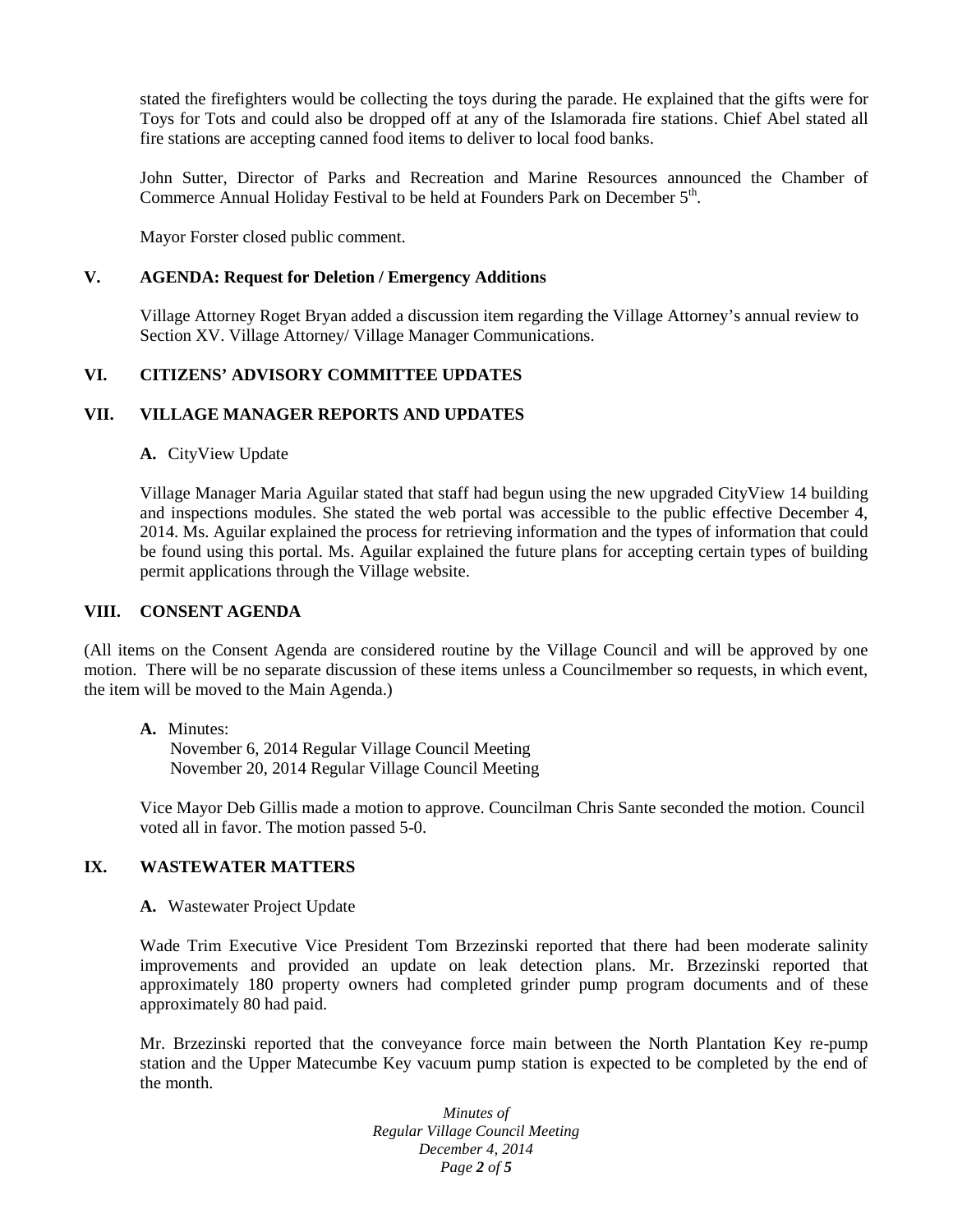stated the firefighters would be collecting the toys during the parade. He explained that the gifts were for Toys for Tots and could also be dropped off at any of the Islamorada fire stations. Chief Abel stated all fire stations are accepting canned food items to deliver to local food banks.

John Sutter, Director of Parks and Recreation and Marine Resources announced the Chamber of Commerce Annual Holiday Festival to be held at Founders Park on December 5th.

Mayor Forster closed public comment.

## V. AGENDA: Request for Deletion / Emergency Additions

Village Attorney Roget Bryan added a discussion item regarding the Village Attorney's annual review to Section XV. Village Attorney/ Village Manager Communications.

## VI. CITIZENS' ADVISORY COMMITTEE UPDATES

## VII. VILLAGE MANAGER REPORTS AND UPDATES

**A.** CityView Update

Village Manager Maria Aguilar stated that staff had begun using the new upgraded CityView 14 building and inspections modules. She stated the web portal was accessible to the public effective December 4, 2014. Ms. Aguilar explained the process for retrieving information and the types of information that could be found using this portal. Ms. Aguilar explained the future plans for accepting certain types of building permit applications through the Village website.

## VIII. CONSENT AGENDA

(All items on the Consent Agenda are considered routine by the Village Council and will be approved by one motion. There will be no separate discussion of these items unless a Councilmember so requests, in which event, the item will be moved to the Main Agenda.)

**A.** Minutes:
November 6, 2014 Regular Village Council Meeting
November 20, 2014 Regular Village Council Meeting

Vice Mayor Deb Gillis made a motion to approve. Councilman Chris Sante seconded the motion. Council voted all in favor. The motion passed 5-0.

## IX. WASTEWATER MATTERS

**A.** Wastewater Project Update

Wade Trim Executive Vice President Tom Brzezinski reported that there had been moderate salinity improvements and provided an update on leak detection plans. Mr. Brzezinski reported that approximately 180 property owners had completed grinder pump program documents and of these approximately 80 had paid.

Mr. Brzezinski reported that the conveyance force main between the North Plantation Key re-pump station and the Upper Matecumbe Key vacuum pump station is expected to be completed by the end of the month.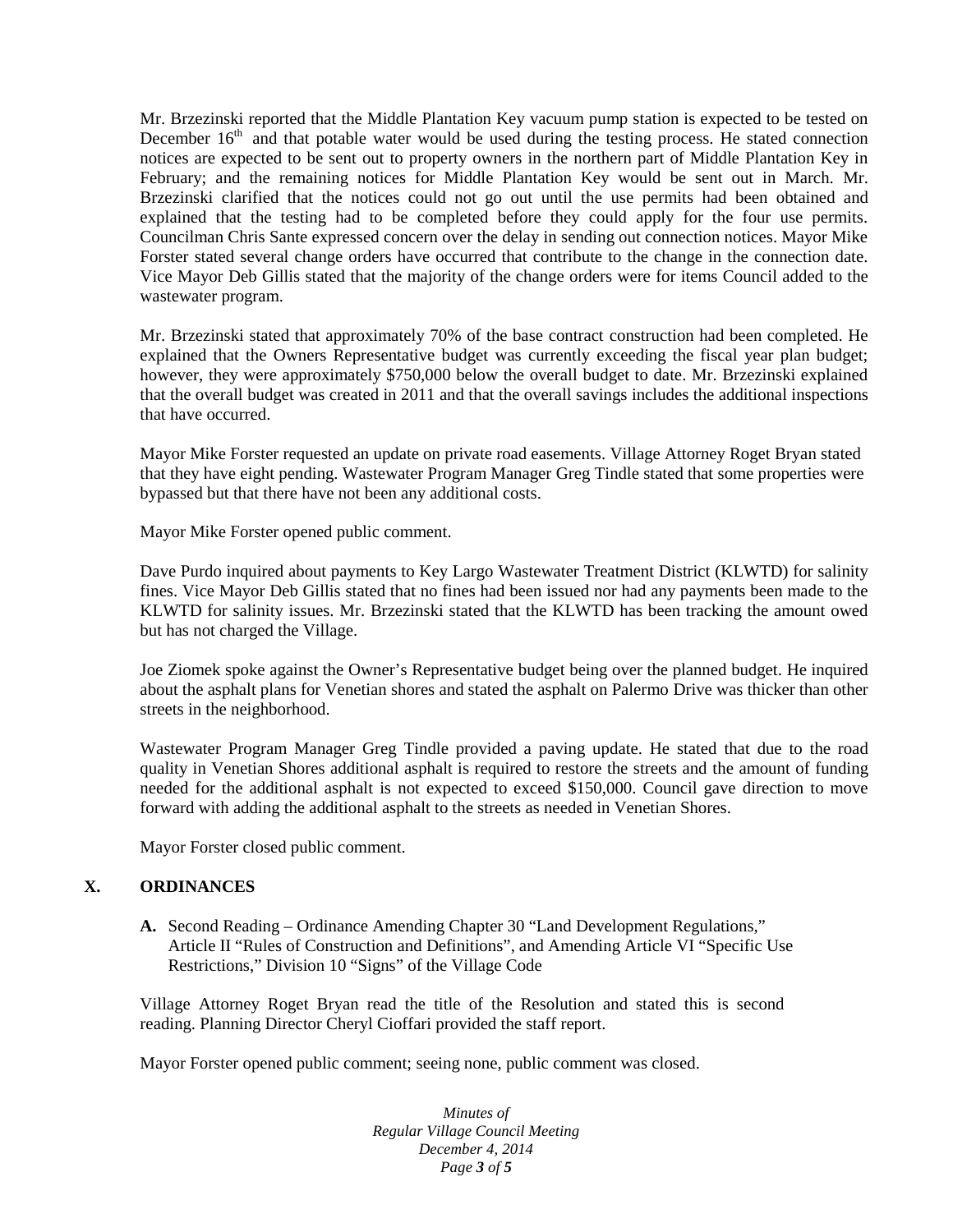Mr. Brzezinski reported that the Middle Plantation Key vacuum pump station is expected to be tested on December 16th and that potable water would be used during the testing process. He stated connection notices are expected to be sent out to property owners in the northern part of Middle Plantation Key in February; and the remaining notices for Middle Plantation Key would be sent out in March. Mr. Brzezinski clarified that the notices could not go out until the use permits had been obtained and explained that the testing had to be completed before they could apply for the four use permits. Councilman Chris Sante expressed concern over the delay in sending out connection notices. Mayor Mike Forster stated several change orders have occurred that contribute to the change in the connection date. Vice Mayor Deb Gillis stated that the majority of the change orders were for items Council added to the wastewater program.

Mr. Brzezinski stated that approximately 70% of the base contract construction had been completed. He explained that the Owners Representative budget was currently exceeding the fiscal year plan budget; however, they were approximately $750,000 below the overall budget to date. Mr. Brzezinski explained that the overall budget was created in 2011 and that the overall savings includes the additional inspections that have occurred.

Mayor Mike Forster requested an update on private road easements. Village Attorney Roget Bryan stated that they have eight pending. Wastewater Program Manager Greg Tindle stated that some properties were bypassed but that there have not been any additional costs.

Mayor Mike Forster opened public comment.

Dave Purdo inquired about payments to Key Largo Wastewater Treatment District (KLWTD) for salinity fines. Vice Mayor Deb Gillis stated that no fines had been issued nor had any payments been made to the KLWTD for salinity issues. Mr. Brzezinski stated that the KLWTD has been tracking the amount owed but has not charged the Village.

Joe Ziomek spoke against the Owner's Representative budget being over the planned budget. He inquired about the asphalt plans for Venetian shores and stated the asphalt on Palermo Drive was thicker than other streets in the neighborhood.

Wastewater Program Manager Greg Tindle provided a paving update. He stated that due to the road quality in Venetian Shores additional asphalt is required to restore the streets and the amount of funding needed for the additional asphalt is not expected to exceed $150,000. Council gave direction to move forward with adding the additional asphalt to the streets as needed in Venetian Shores.

Mayor Forster closed public comment.

## X. ORDINANCES

**A.** Second Reading – Ordinance Amending Chapter 30 "Land Development Regulations," Article II "Rules of Construction and Definitions", and Amending Article VI "Specific Use Restrictions," Division 10 "Signs" of the Village Code

Village Attorney Roget Bryan read the title of the Resolution and stated this is second reading. Planning Director Cheryl Cioffari provided the staff report.

Mayor Forster opened public comment; seeing none, public comment was closed.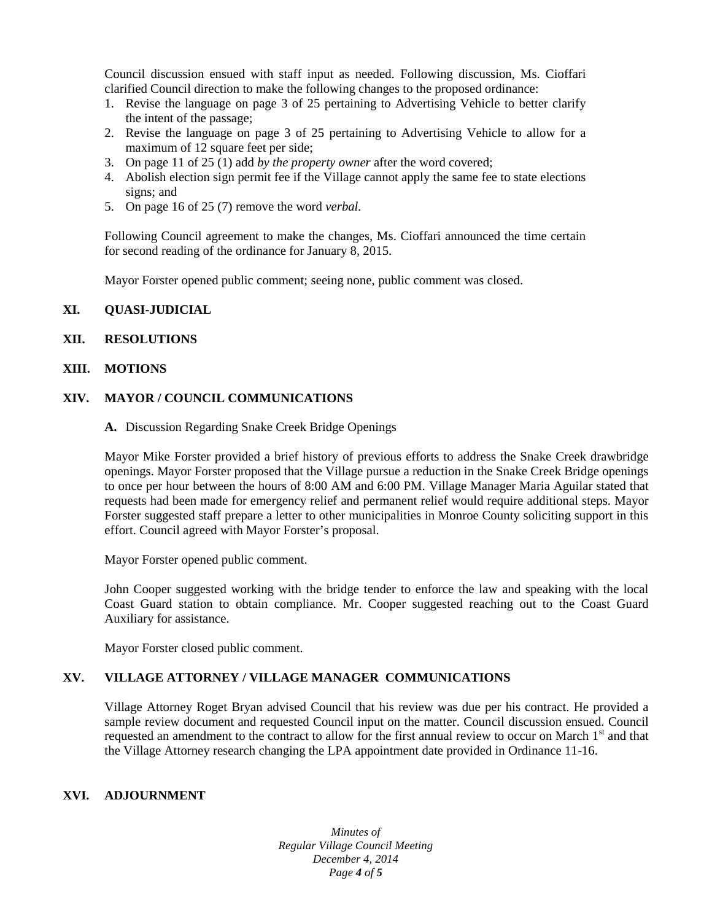Council discussion ensued with staff input as needed. Following discussion, Ms. Cioffari clarified Council direction to make the following changes to the proposed ordinance:

1. Revise the language on page 3 of 25 pertaining to Advertising Vehicle to better clarify the intent of the passage;
2. Revise the language on page 3 of 25 pertaining to Advertising Vehicle to allow for a maximum of 12 square feet per side;
3. On page 11 of 25 (1) add *by the property owner* after the word covered;
4. Abolish election sign permit fee if the Village cannot apply the same fee to state elections signs; and
5. On page 16 of 25 (7) remove the word *verbal*.

Following Council agreement to make the changes, Ms. Cioffari announced the time certain for second reading of the ordinance for January 8, 2015.

Mayor Forster opened public comment; seeing none, public comment was closed.

## XI. QUASI-JUDICIAL

## XII. RESOLUTIONS

## XIII. MOTIONS

## XIV. MAYOR / COUNCIL COMMUNICATIONS

**A.** Discussion Regarding Snake Creek Bridge Openings

Mayor Mike Forster provided a brief history of previous efforts to address the Snake Creek drawbridge openings. Mayor Forster proposed that the Village pursue a reduction in the Snake Creek Bridge openings to once per hour between the hours of 8:00 AM and 6:00 PM. Village Manager Maria Aguilar stated that requests had been made for emergency relief and permanent relief would require additional steps. Mayor Forster suggested staff prepare a letter to other municipalities in Monroe County soliciting support in this effort. Council agreed with Mayor Forster's proposal.

Mayor Forster opened public comment.

John Cooper suggested working with the bridge tender to enforce the law and speaking with the local Coast Guard station to obtain compliance. Mr. Cooper suggested reaching out to the Coast Guard Auxiliary for assistance.

Mayor Forster closed public comment.

## XV. VILLAGE ATTORNEY / VILLAGE MANAGER COMMUNICATIONS

Village Attorney Roget Bryan advised Council that his review was due per his contract. He provided a sample review document and requested Council input on the matter. Council discussion ensued. Council requested an amendment to the contract to allow for the first annual review to occur on March 1st and that the Village Attorney research changing the LPA appointment date provided in Ordinance 11-16.

## XVI. ADJOURNMENT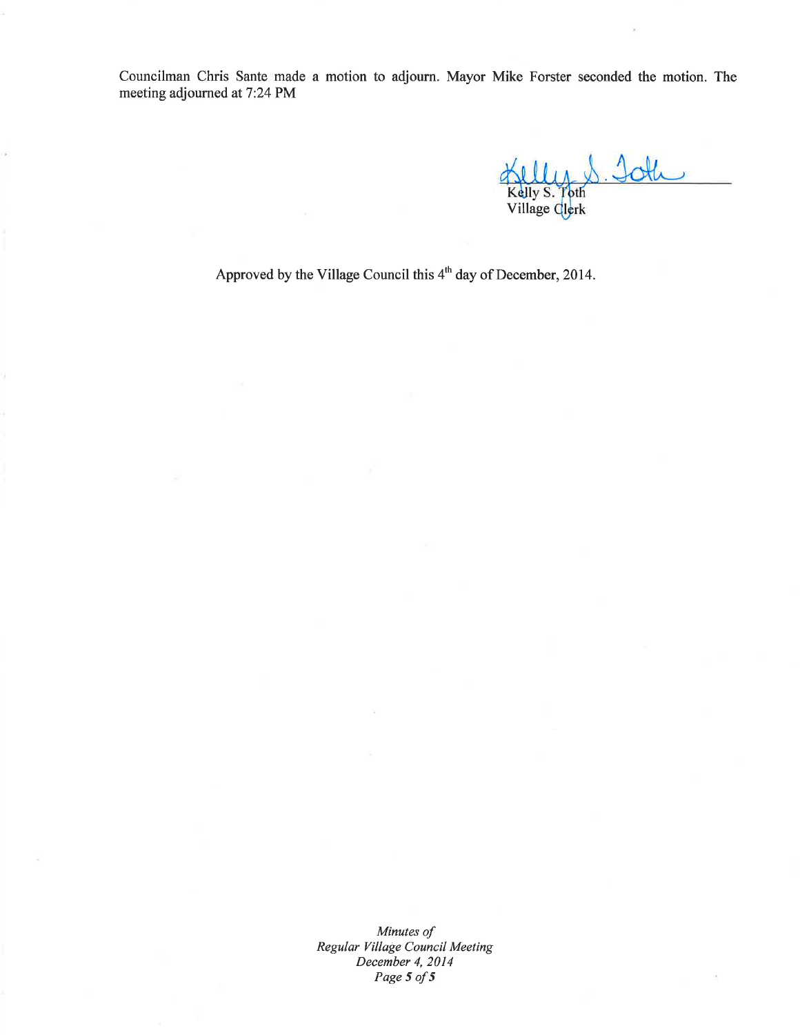Councilman Chris Sante made a motion to adjourn. Mayor Mike Forster seconded the motion. The meeting adjourned at 7:24 PM

Kelly S. Toth
Village Clerk

Approved by the Village Council this 4th day of December, 2014.

*Minutes of*
*Regular Village Council Meeting*
*December 4, 2014*